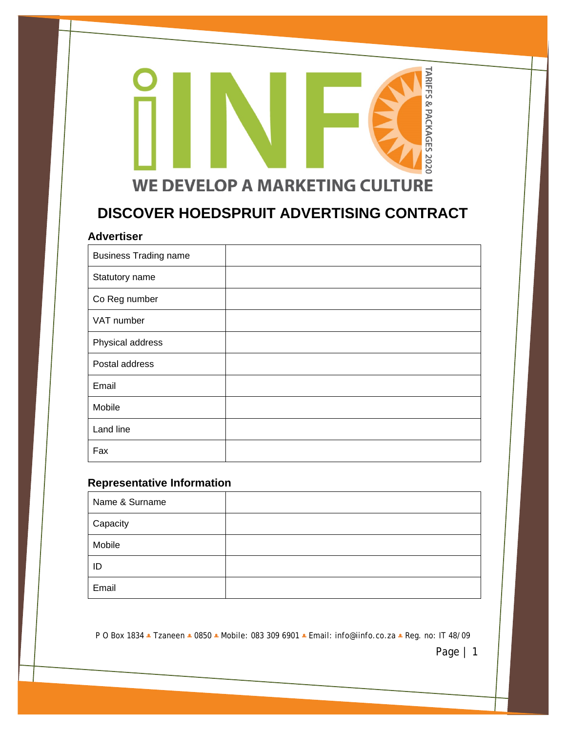iINFO

TARIFFS & PACKAGES 2020

WE DEVELOP A MARKETING CULTURE

# DISCOVER HOEDSPRUIT ADVERTISING CONTRACT

## Advertiser

| Business Trading name | |
|---|---|
| Statutory name | |
| Co Reg number | |
| VAT number | |
| Physical address | |
| Postal address | |
| Email | |
| Mobile | |
| Land line | |
| Fax | |

## Representative Information

| Name & Surname | |
|---|---|
| Capacity | |
| Mobile | |
| ID | |
| Email | |

P O Box 1834 • Tzaneen • 0850 • Mobile: 083 309 6901 • Email: info@iinfo.co.za • Reg. no: IT 48/09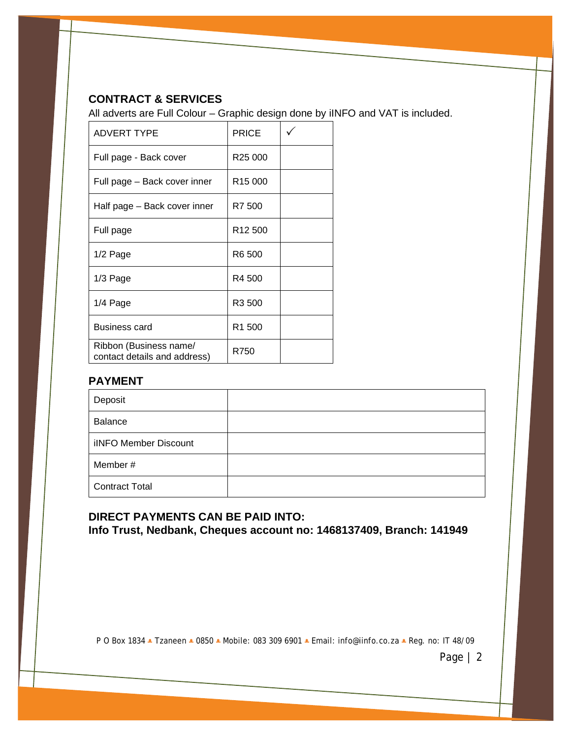## CONTRACT & SERVICES

All adverts are Full Colour – Graphic design done by iINFO and VAT is included.

| ADVERT TYPE | PRICE | ✓ |
|---|---|---|
| Full page - Back cover | R25 000 | |
| Full page – Back cover inner | R15 000 | |
| Half page – Back cover inner | R7 500 | |
| Full page | R12 500 | |
| 1/2 Page | R6 500 | |
| 1/3 Page | R4 500 | |
| 1/4 Page | R3 500 | |
| Business card | R1 500 | |
| Ribbon (Business name/ contact details and address) | R750 | |

## PAYMENT

| | |
|---|---|
| Deposit | |
| Balance | |
| iINFO Member Discount | |
| Member # | |
| Contract Total | |

**DIRECT PAYMENTS CAN BE PAID INTO:**
**Info Trust, Nedbank, Cheques account no: 1468137409, Branch: 141949**

P O Box 1834 ▲ Tzaneen ▲ 0850 ▲ Mobile: 083 309 6901 ▲ Email: info@iinfo.co.za ▲ Reg. no: IT 48/09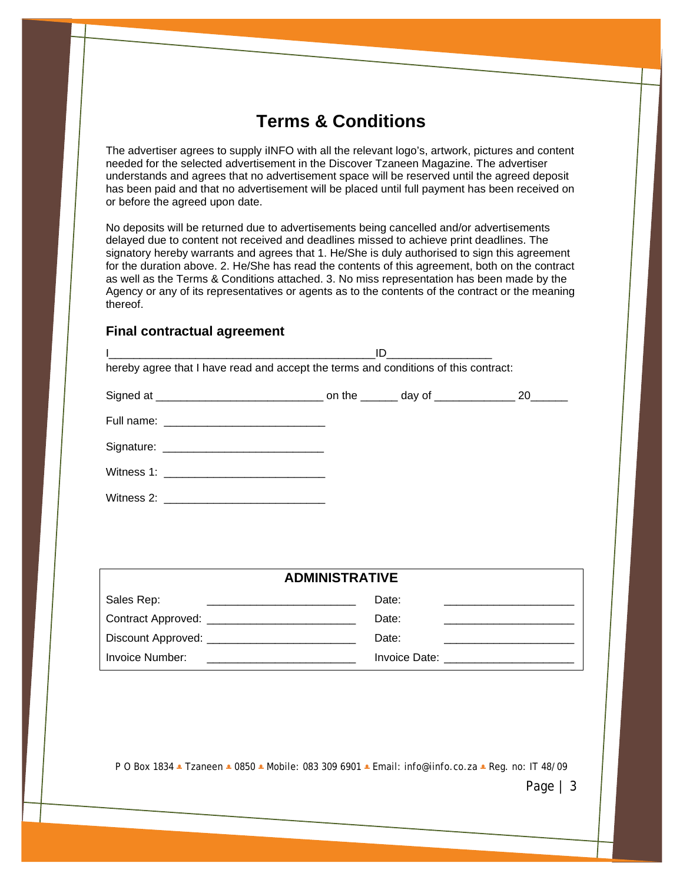# Terms & Conditions

The advertiser agrees to supply iINFO with all the relevant logo's, artwork, pictures and content needed for the selected advertisement in the Discover Tzaneen Magazine. The advertiser understands and agrees that no advertisement space will be reserved until the agreed deposit has been paid and that no advertisement will be placed until full payment has been received on or before the agreed upon date.

No deposits will be returned due to advertisements being cancelled and/or advertisements delayed due to content not received and deadlines missed to achieve print deadlines. The signatory hereby warrants and agrees that 1. He/She is duly authorised to sign this agreement for the duration above. 2. He/She has read the contents of this agreement, both on the contract as well as the Terms & Conditions attached. 3. No miss representation has been made by the Agency or any of its representatives or agents as to the contents of the contract or the meaning thereof.

## Final contractual agreement

I___________________________________________ID_________________

hereby agree that I have read and accept the terms and conditions of this contract:

Signed at ___________________________ on the ______ day of _____________ 20______

Full name: ___________________________

Signature: ___________________________

Witness 1: ___________________________

Witness 2: ___________________________

| ADMINISTRATIVE | | | |
|---|---|---|---|
| Sales Rep: | ________________________ | Date: | ____________________ |
| Contract Approved: | ________________________ | Date: | ____________________ |
| Discount Approved: | ________________________ | Date: | ____________________ |
| Invoice Number: | ________________________ | Invoice Date: | ____________________ |

P O Box 1834 ▲ Tzaneen ▲ 0850 ▲ Mobile: 083 309 6901 ▲ Email: info@iinfo.co.za ▲ Reg. no: IT 48/09